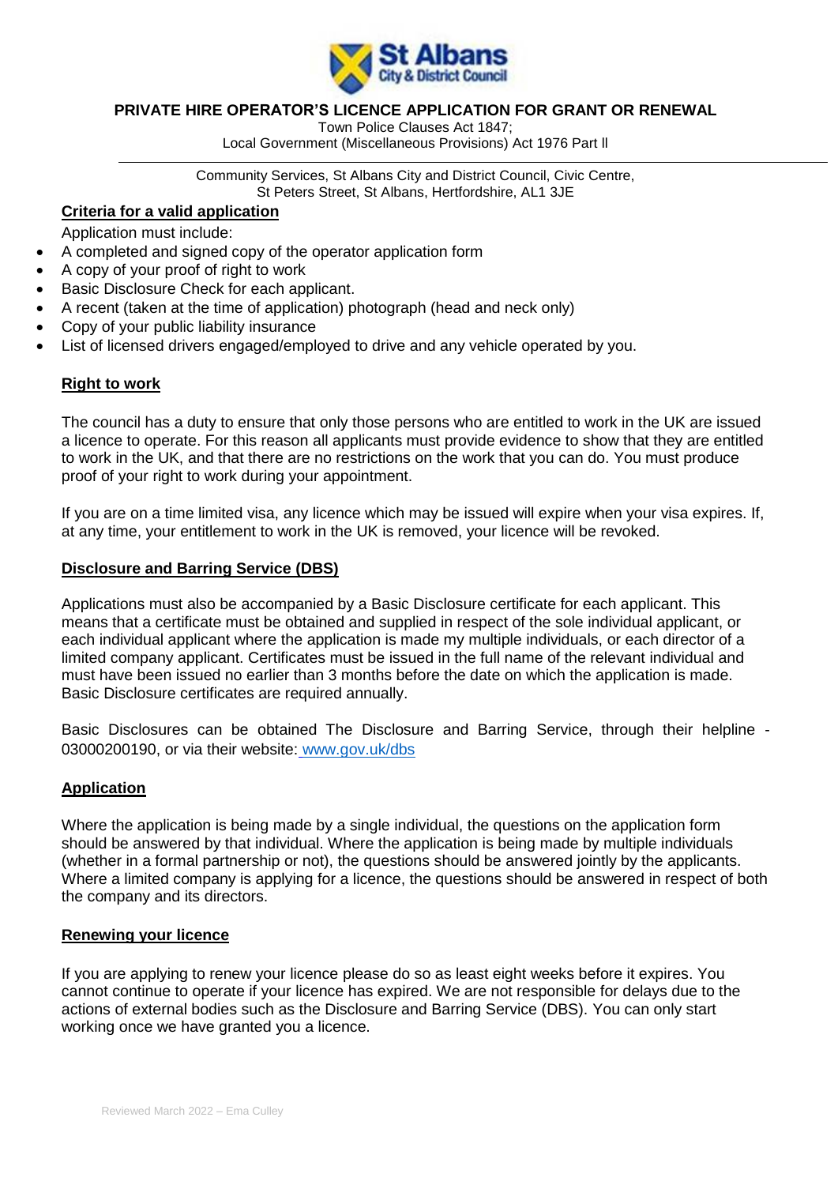St Albans City & District Council

# PRIVATE HIRE OPERATOR'S LICENCE APPLICATION FOR GRANT OR RENEWAL

Town Police Clauses Act 1847;
Local Government (Miscellaneous Provisions) Act 1976 Part ll

Community Services, St Albans City and District Council, Civic Centre, St Peters Street, St Albans, Hertfordshire, AL1 3JE

## Criteria for a valid application

Application must include:

- A completed and signed copy of the operator application form
- A copy of your proof of right to work
- Basic Disclosure Check for each applicant.
- A recent (taken at the time of application) photograph (head and neck only)
- Copy of your public liability insurance
- List of licensed drivers engaged/employed to drive and any vehicle operated by you.

## Right to work

The council has a duty to ensure that only those persons who are entitled to work in the UK are issued a licence to operate. For this reason all applicants must provide evidence to show that they are entitled to work in the UK, and that there are no restrictions on the work that you can do. You must produce proof of your right to work during your appointment.

If you are on a time limited visa, any licence which may be issued will expire when your visa expires. If, at any time, your entitlement to work in the UK is removed, your licence will be revoked.

## Disclosure and Barring Service (DBS)

Applications must also be accompanied by a Basic Disclosure certificate for each applicant. This means that a certificate must be obtained and supplied in respect of the sole individual applicant, or each individual applicant where the application is made my multiple individuals, or each director of a limited company applicant. Certificates must be issued in the full name of the relevant individual and must have been issued no earlier than 3 months before the date on which the application is made. Basic Disclosure certificates are required annually.

Basic Disclosures can be obtained The Disclosure and Barring Service, through their helpline - 03000200190, or via their website: www.gov.uk/dbs

## Application

Where the application is being made by a single individual, the questions on the application form should be answered by that individual. Where the application is being made by multiple individuals (whether in a formal partnership or not), the questions should be answered jointly by the applicants. Where a limited company is applying for a licence, the questions should be answered in respect of both the company and its directors.

## Renewing your licence

If you are applying to renew your licence please do so as least eight weeks before it expires. You cannot continue to operate if your licence has expired. We are not responsible for delays due to the actions of external bodies such as the Disclosure and Barring Service (DBS). You can only start working once we have granted you a licence.

Reviewed March 2022 – Ema Culley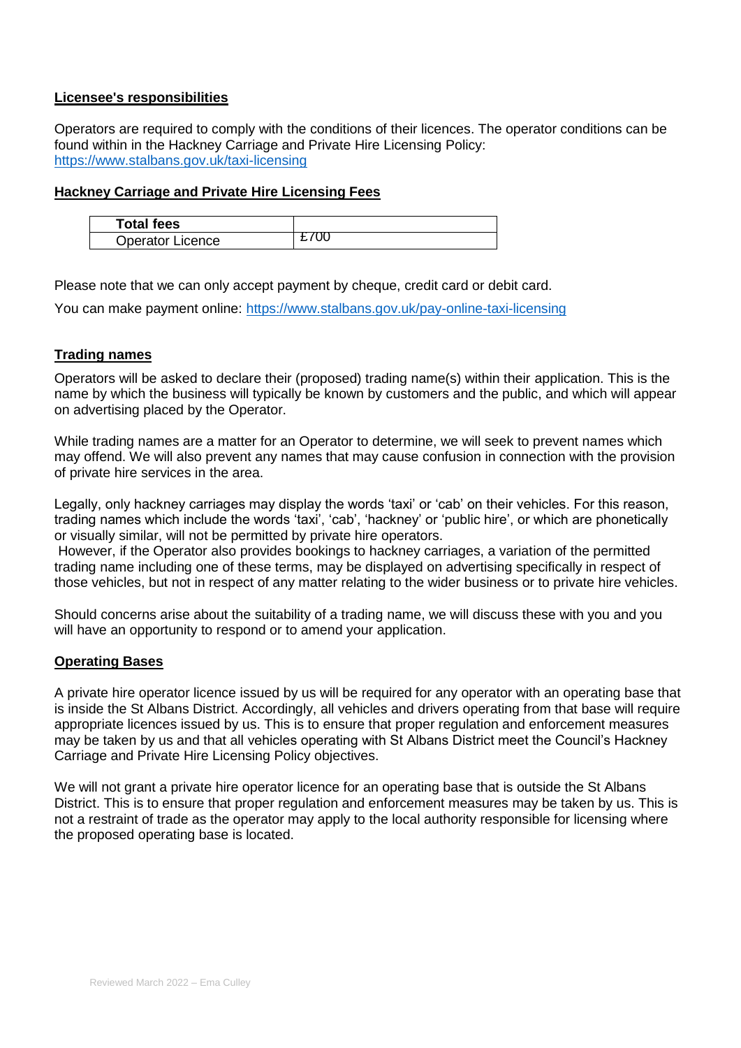**Licensee's responsibilities**

Operators are required to comply with the conditions of their licences. The operator conditions can be found within in the Hackney Carriage and Private Hire Licensing Policy: https://www.stalbans.gov.uk/taxi-licensing

**Hackney Carriage and Private Hire Licensing Fees**

| **Total fees** | |
|---|---|
| Operator Licence | £700 |

Please note that we can only accept payment by cheque, credit card or debit card.

You can make payment online: https://www.stalbans.gov.uk/pay-online-taxi-licensing

**Trading names**

Operators will be asked to declare their (proposed) trading name(s) within their application. This is the name by which the business will typically be known by customers and the public, and which will appear on advertising placed by the Operator.

While trading names are a matter for an Operator to determine, we will seek to prevent names which may offend. We will also prevent any names that may cause confusion in connection with the provision of private hire services in the area.

Legally, only hackney carriages may display the words 'taxi' or 'cab' on their vehicles. For this reason, trading names which include the words 'taxi', 'cab', 'hackney' or 'public hire', or which are phonetically or visually similar, will not be permitted by private hire operators.
However, if the Operator also provides bookings to hackney carriages, a variation of the permitted trading name including one of these terms, may be displayed on advertising specifically in respect of those vehicles, but not in respect of any matter relating to the wider business or to private hire vehicles.

Should concerns arise about the suitability of a trading name, we will discuss these with you and you will have an opportunity to respond or to amend your application.

**Operating Bases**

A private hire operator licence issued by us will be required for any operator with an operating base that is inside the St Albans District. Accordingly, all vehicles and drivers operating from that base will require appropriate licences issued by us. This is to ensure that proper regulation and enforcement measures may be taken by us and that all vehicles operating with St Albans District meet the Council's Hackney Carriage and Private Hire Licensing Policy objectives.

We will not grant a private hire operator licence for an operating base that is outside the St Albans District. This is to ensure that proper regulation and enforcement measures may be taken by us. This is not a restraint of trade as the operator may apply to the local authority responsible for licensing where the proposed operating base is located.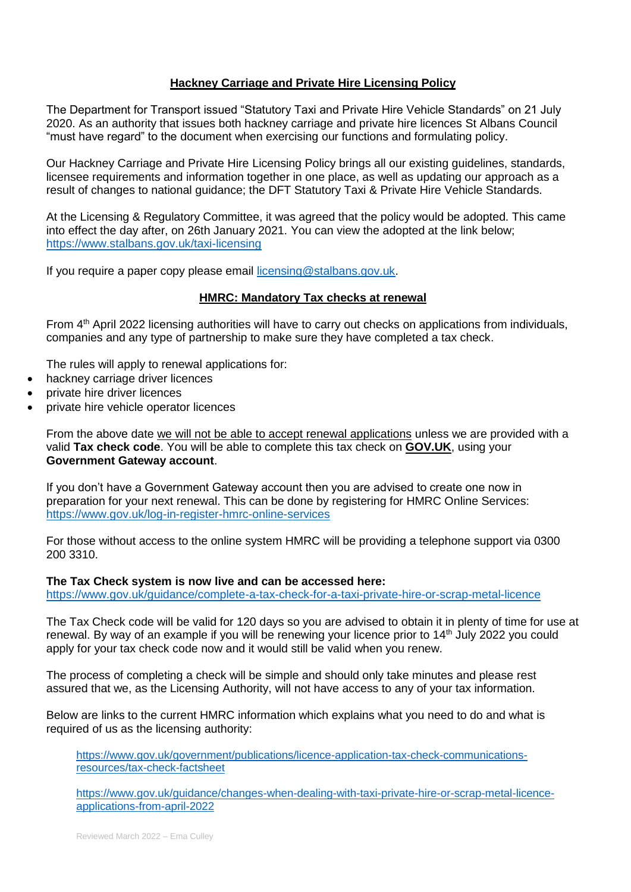## Hackney Carriage and Private Hire Licensing Policy

The Department for Transport issued "Statutory Taxi and Private Hire Vehicle Standards" on 21 July 2020. As an authority that issues both hackney carriage and private hire licences St Albans Council "must have regard" to the document when exercising our functions and formulating policy.

Our Hackney Carriage and Private Hire Licensing Policy brings all our existing guidelines, standards, licensee requirements and information together in one place, as well as updating our approach as a result of changes to national guidance; the DFT Statutory Taxi & Private Hire Vehicle Standards.

At the Licensing & Regulatory Committee, it was agreed that the policy would be adopted. This came into effect the day after, on 26th January 2021. You can view the adopted at the link below; https://www.stalbans.gov.uk/taxi-licensing

If you require a paper copy please email licensing@stalbans.gov.uk.

## HMRC: Mandatory Tax checks at renewal

From 4th April 2022 licensing authorities will have to carry out checks on applications from individuals, companies and any type of partnership to make sure they have completed a tax check.

The rules will apply to renewal applications for:

- hackney carriage driver licences
- private hire driver licences
- private hire vehicle operator licences

From the above date we will not be able to accept renewal applications unless we are provided with a valid **Tax check code**. You will be able to complete this tax check on **GOV.UK**, using your **Government Gateway account**.

If you don't have a Government Gateway account then you are advised to create one now in preparation for your next renewal. This can be done by registering for HMRC Online Services: https://www.gov.uk/log-in-register-hmrc-online-services

For those without access to the online system HMRC will be providing a telephone support via 0300 200 3310.

**The Tax Check system is now live and can be accessed here:**
https://www.gov.uk/guidance/complete-a-tax-check-for-a-taxi-private-hire-or-scrap-metal-licence

The Tax Check code will be valid for 120 days so you are advised to obtain it in plenty of time for use at renewal. By way of an example if you will be renewing your licence prior to 14th July 2022 you could apply for your tax check code now and it would still be valid when you renew.

The process of completing a check will be simple and should only take minutes and please rest assured that we, as the Licensing Authority, will not have access to any of your tax information.

Below are links to the current HMRC information which explains what you need to do and what is required of us as the licensing authority:

https://www.gov.uk/government/publications/licence-application-tax-check-communications-resources/tax-check-factsheet

https://www.gov.uk/guidance/changes-when-dealing-with-taxi-private-hire-or-scrap-metal-licence-applications-from-april-2022

Reviewed March 2022 – Ema Culley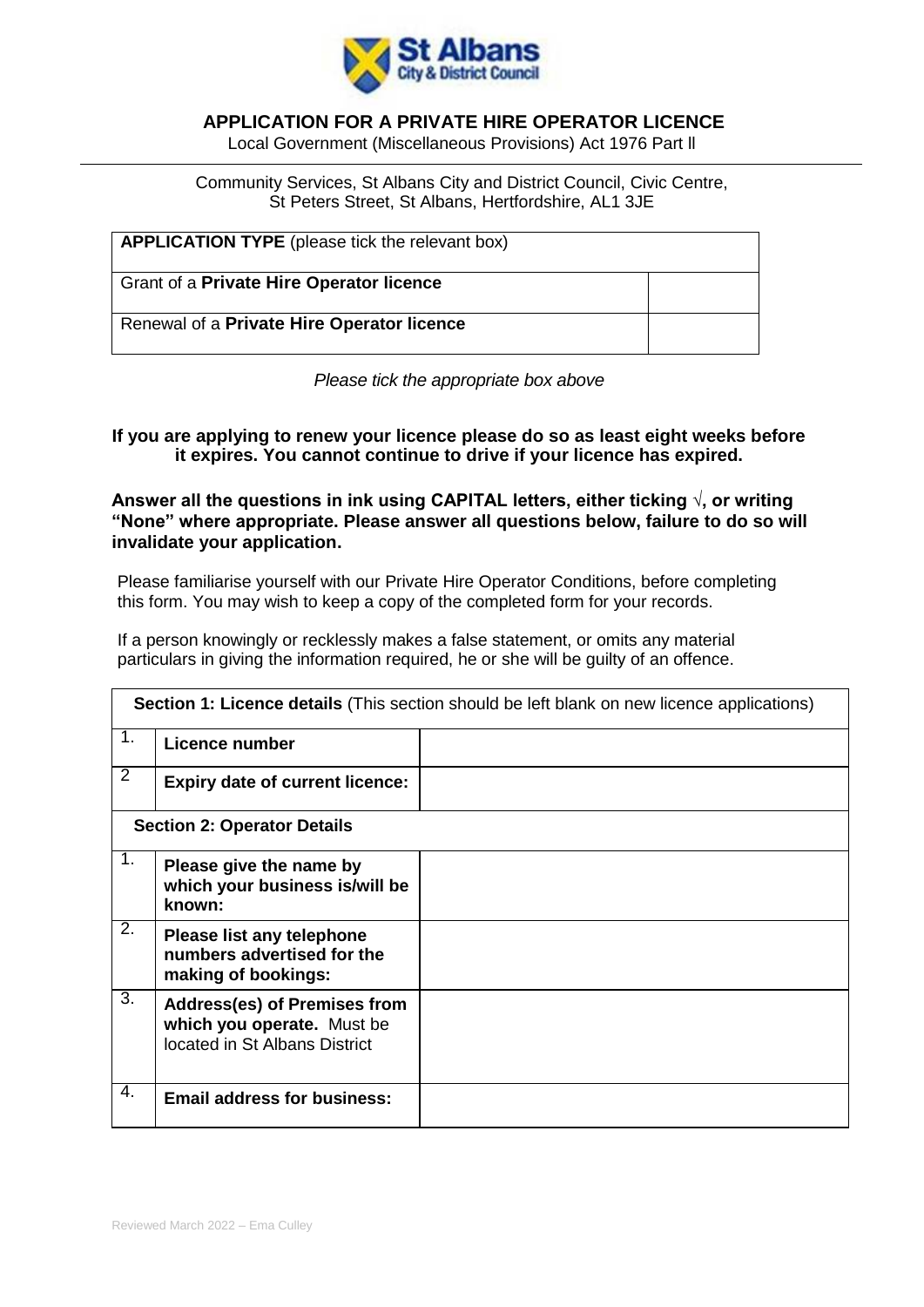# APPLICATION FOR A PRIVATE HIRE OPERATOR LICENCE

Local Government (Miscellaneous Provisions) Act 1976 Part ll

Community Services, St Albans City and District Council, Civic Centre, St Peters Street, St Albans, Hertfordshire, AL1 3JE

| **APPLICATION TYPE** (please tick the relevant box) | |
|---|---|
| Grant of a **Private Hire Operator licence** | |
| Renewal of a **Private Hire Operator licence** | |

*Please tick the appropriate box above*

**If you are applying to renew your licence please do so as least eight weeks before it expires. You cannot continue to drive if your licence has expired.**

**Answer all the questions in ink using CAPITAL letters, either ticking √, or writing "None" where appropriate. Please answer all questions below, failure to do so will invalidate your application.**

Please familiarise yourself with our Private Hire Operator Conditions, before completing this form. You may wish to keep a copy of the completed form for your records.

If a person knowingly or recklessly makes a false statement, or omits any material particulars in giving the information required, he or she will be guilty of an offence.

| **Section 1: Licence details** (This section should be left blank on new licence applications) | | |
|---|---|---|
| 1. | **Licence number** | |
| 2 | **Expiry date of current licence:** | |
| **Section 2: Operator Details** | | |
| 1. | **Please give the name by which your business is/will be known:** | |
| 2. | **Please list any telephone numbers advertised for the making of bookings:** | |
| 3. | **Address(es) of Premises from which you operate.** Must be located in St Albans District | |
| 4. | **Email address for business:** | |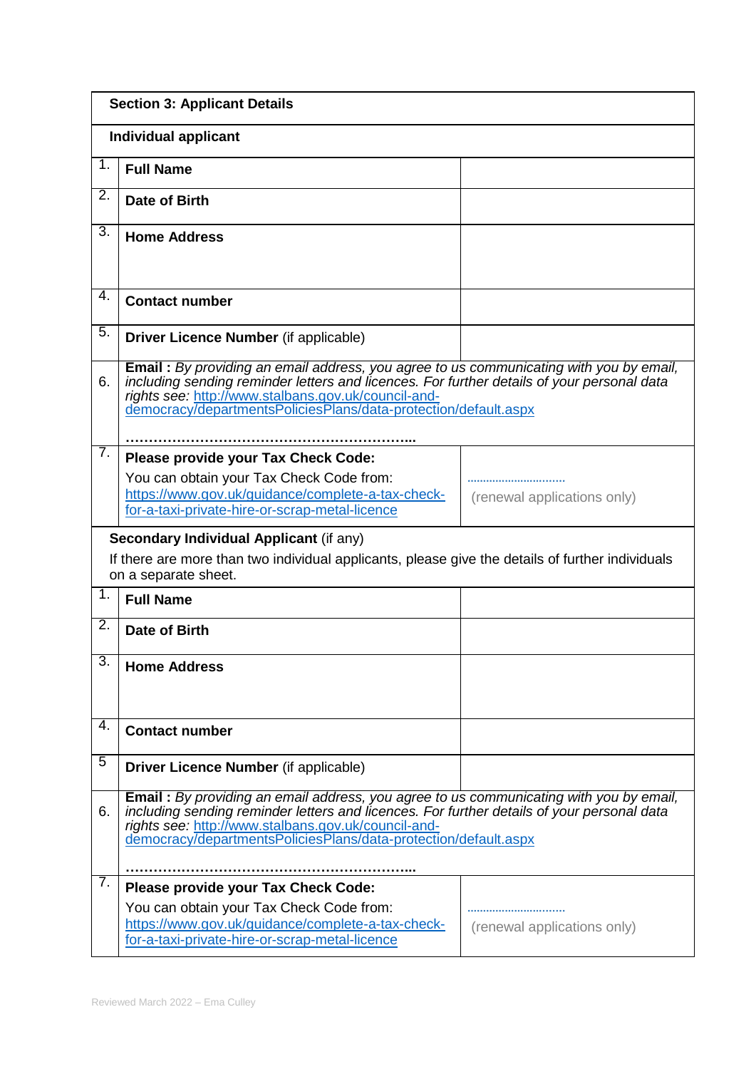| Section 3: Applicant Details | | |
|---|---|---|
| **Individual applicant** | | |
| 1. | **Full Name** | |
| 2. | **Date of Birth** | |
| 3. | **Home Address** | |
| 4. | **Contact number** | |
| 5. | **Driver Licence Number** (if applicable) | |
| 6. | **Email :** *By providing an email address, you agree to us communicating with you by email, including sending reminder letters and licences. For further details of your personal data rights see:* http://www.stalbans.gov.uk/council-and-democracy/departmentsPoliciesPlans/data-protection/default.aspx<br><br>……………………………………………………... | |
| 7. | **Please provide your Tax Check Code:**<br>You can obtain your Tax Check Code from: https://www.gov.uk/guidance/complete-a-tax-check-for-a-taxi-private-hire-or-scrap-metal-licence | ……………………………<br>(renewal applications only) |
| **Secondary Individual Applicant** (if any)<br>If there are more than two individual applicants, please give the details of further individuals on a separate sheet. | | |
| 1. | **Full Name** | |
| 2. | **Date of Birth** | |
| 3. | **Home Address** | |
| 4. | **Contact number** | |
| 5 | **Driver Licence Number** (if applicable) | |
| 6. | **Email :** *By providing an email address, you agree to us communicating with you by email, including sending reminder letters and licences. For further details of your personal data rights see:* http://www.stalbans.gov.uk/council-and-democracy/departmentsPoliciesPlans/data-protection/default.aspx<br><br>……………………………………………………... | |
| 7. | **Please provide your Tax Check Code:**<br>You can obtain your Tax Check Code from: https://www.gov.uk/guidance/complete-a-tax-check-for-a-taxi-private-hire-or-scrap-metal-licence | ……………………………<br>(renewal applications only) |

Reviewed March 2022 – Ema Culley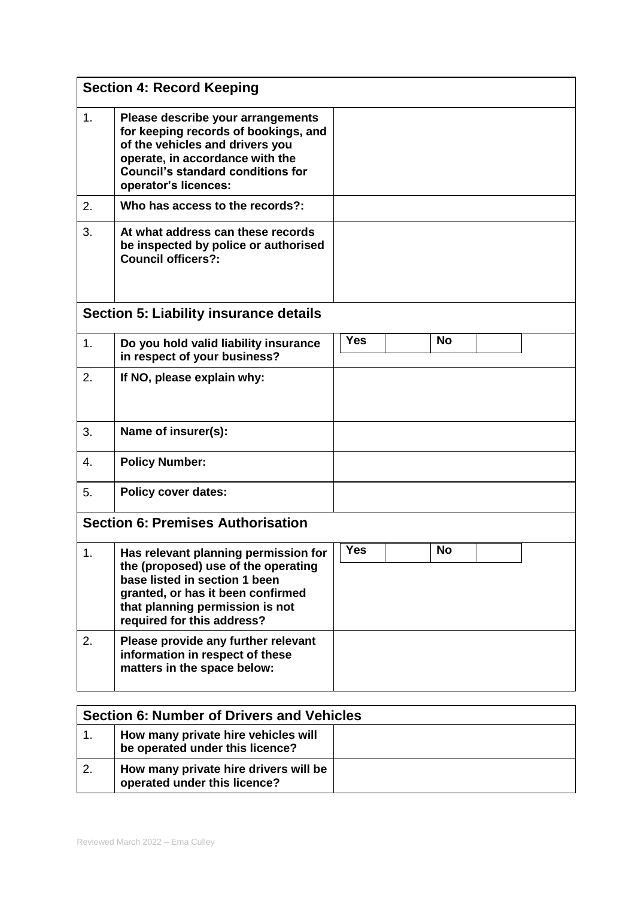| **Section 4: Record Keeping** | | |
|---|---|---|
| 1. | **Please describe your arrangements for keeping records of bookings, and of the vehicles and drivers you operate, in accordance with the Council's standard conditions for operator's licences:** | |
| 2. | **Who has access to the records?:** | |
| 3. | **At what address can these records be inspected by police or authorised Council officers?:** | |

| **Section 5: Liability insurance details** | | |
|---|---|---|
| 1. | **Do you hold valid liability insurance in respect of your business?** | **Yes** ☐ **No** ☐ |
| 2. | **If NO, please explain why:** | |
| 3. | **Name of insurer(s):** | |
| 4. | **Policy Number:** | |
| 5. | **Policy cover dates:** | |

| **Section 6: Premises Authorisation** | | |
|---|---|---|
| 1. | **Has relevant planning permission for the (proposed) use of the operating base listed in section 1 been granted, or has it been confirmed that planning permission is not required for this address?** | **Yes** ☐ **No** ☐ |
| 2. | **Please provide any further relevant information in respect of these matters in the space below:** | |

| **Section 6: Number of Drivers and Vehicles** | | |
|---|---|---|
| 1. | **How many private hire vehicles will be operated under this licence?** | |
| 2. | **How many private hire drivers will be operated under this licence?** | |

Reviewed March 2022 – Ema Culley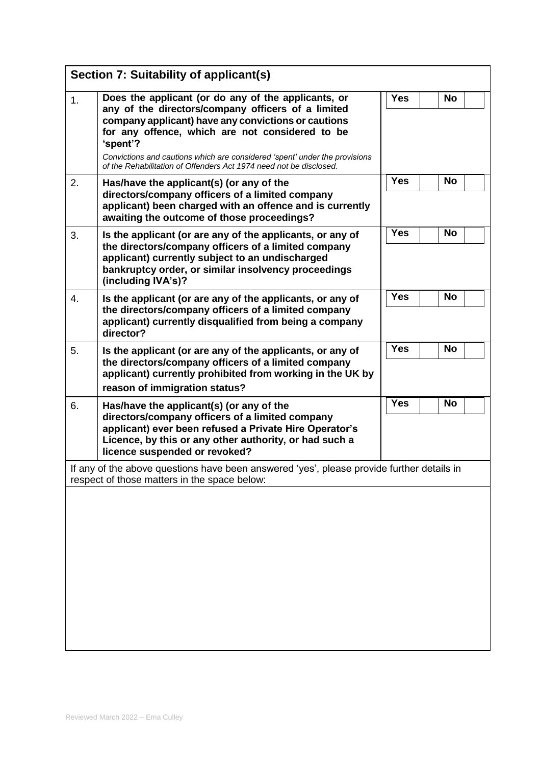## Section 7: Suitability of applicant(s)

| | | | | | |
|---|---|---|---|---|---|
| 1. | **Does the applicant (or do any of the applicants, or any of the directors/company officers of a limited company applicant) have any convictions or cautions for any offence, which are not considered to be 'spent'?**<br>*Convictions and cautions which are considered 'spent' under the provisions of the Rehabilitation of Offenders Act 1974 need not be disclosed.* | **Yes** | | **No** | |
| 2. | **Has/have the applicant(s) (or any of the directors/company officers of a limited company applicant) been charged with an offence and is currently awaiting the outcome of those proceedings?** | **Yes** | | **No** | |
| 3. | **Is the applicant (or are any of the applicants, or any of the directors/company officers of a limited company applicant) currently subject to an undischarged bankruptcy order, or similar insolvency proceedings (including IVA's)?** | **Yes** | | **No** | |
| 4. | **Is the applicant (or are any of the applicants, or any of the directors/company officers of a limited company applicant) currently disqualified from being a company director?** | **Yes** | | **No** | |
| 5. | **Is the applicant (or are any of the applicants, or any of the directors/company officers of a limited company applicant) currently prohibited from working in the UK by reason of immigration status?** | **Yes** | | **No** | |
| 6. | **Has/have the applicant(s) (or any of the directors/company officers of a limited company applicant) ever been refused a Private Hire Operator's Licence, by this or any other authority, or had such a licence suspended or revoked?** | **Yes** | | **No** | |

If any of the above questions have been answered 'yes', please provide further details in respect of those matters in the space below:

Reviewed March 2022 – Ema Culley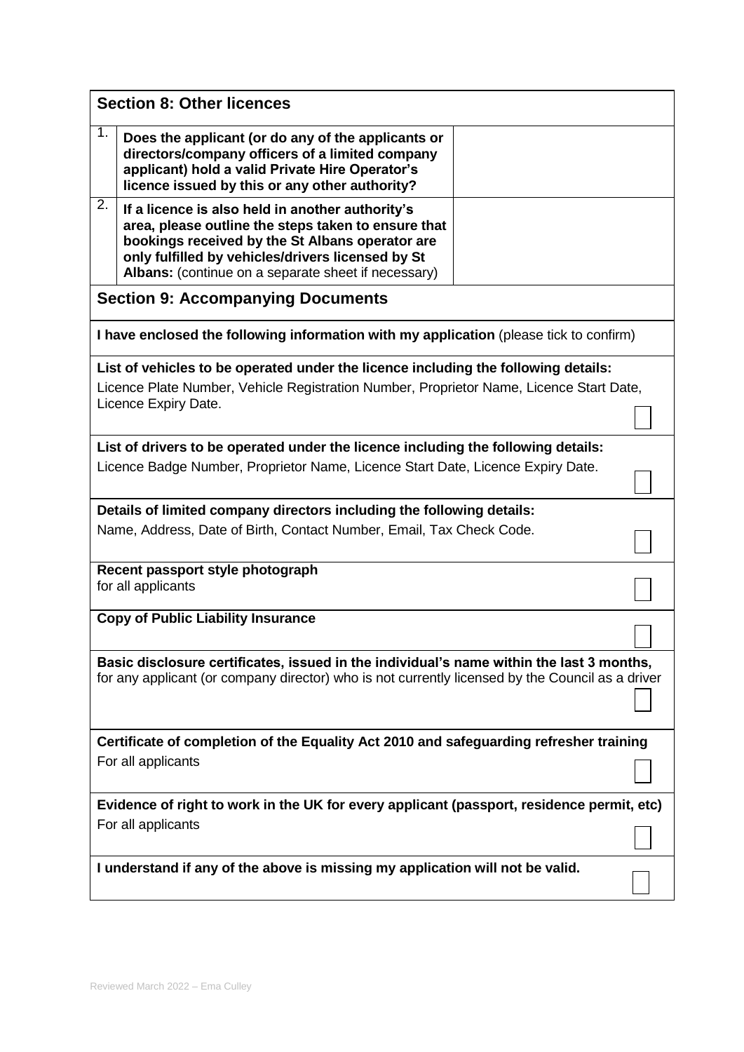## Section 8: Other licences

| | | |
|---|---|---|
| 1. | **Does the applicant (or do any of the applicants or directors/company officers of a limited company applicant) hold a valid Private Hire Operator's licence issued by this or any other authority?** | |
| 2. | **If a licence is also held in another authority's area, please outline the steps taken to ensure that bookings received by the St Albans operator are only fulfilled by vehicles/drivers licensed by St Albans:** (continue on a separate sheet if necessary) | |

## Section 9: Accompanying Documents

**I have enclosed the following information with my application** (please tick to confirm)

| Document | Tick |
|---|---|
| **List of vehicles to be operated under the licence including the following details:** Licence Plate Number, Vehicle Registration Number, Proprietor Name, Licence Start Date, Licence Expiry Date. | ☐ |
| **List of drivers to be operated under the licence including the following details:** Licence Badge Number, Proprietor Name, Licence Start Date, Licence Expiry Date. | ☐ |
| **Details of limited company directors including the following details:** Name, Address, Date of Birth, Contact Number, Email, Tax Check Code. | ☐ |
| **Recent passport style photograph** for all applicants | ☐ |
| **Copy of Public Liability Insurance** | ☐ |
| **Basic disclosure certificates, issued in the individual's name within the last 3 months,** for any applicant (or company director) who is not currently licensed by the Council as a driver | ☐ |
| **Certificate of completion of the Equality Act 2010 and safeguarding refresher training** For all applicants | ☐ |
| **Evidence of right to work in the UK for every applicant (passport, residence permit, etc)** For all applicants | ☐ |
| **I understand if any of the above is missing my application will not be valid.** | ☐ |

Reviewed March 2022 – Ema Culley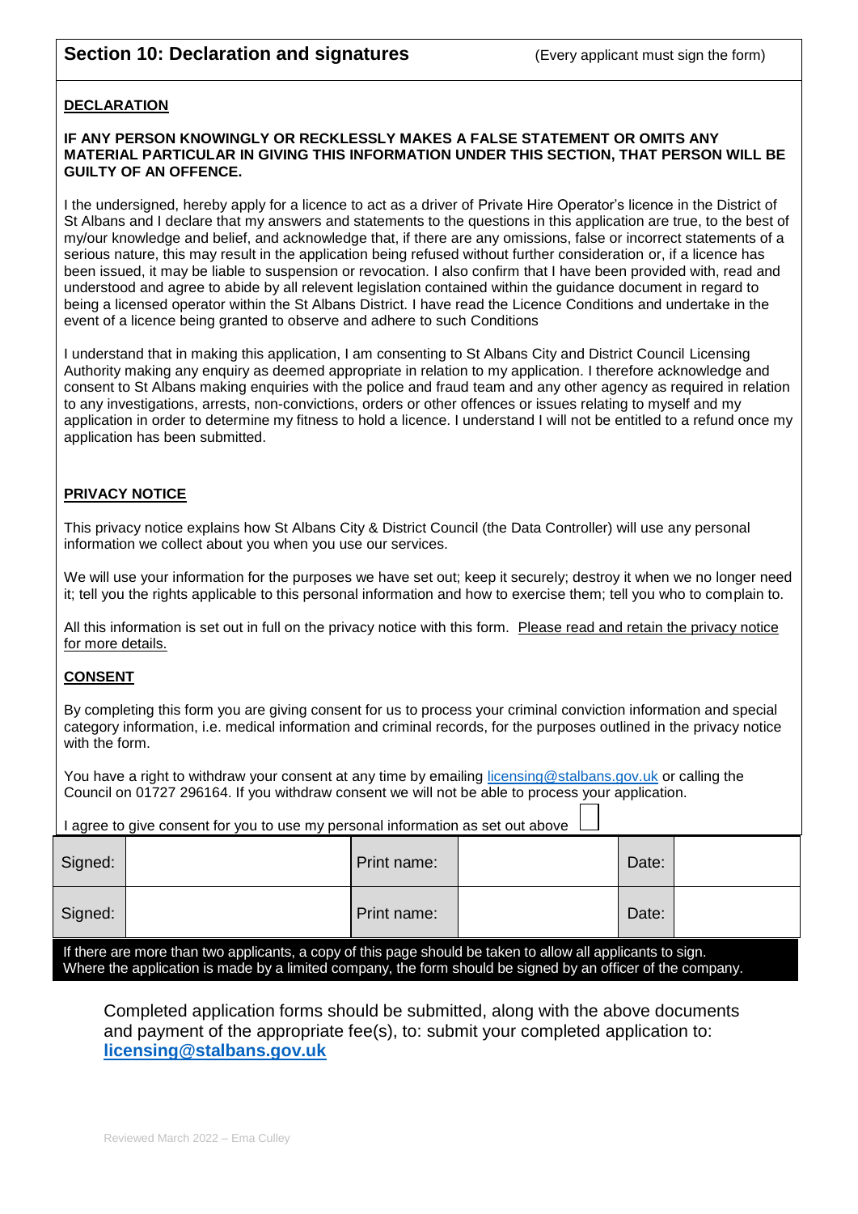## Section 10: Declaration and signatures

(Every applicant must sign the form)

**DECLARATION**

**IF ANY PERSON KNOWINGLY OR RECKLESSLY MAKES A FALSE STATEMENT OR OMITS ANY MATERIAL PARTICULAR IN GIVING THIS INFORMATION UNDER THIS SECTION, THAT PERSON WILL BE GUILTY OF AN OFFENCE.**

I the undersigned, hereby apply for a licence to act as a driver of Private Hire Operator's licence in the District of St Albans and I declare that my answers and statements to the questions in this application are true, to the best of my/our knowledge and belief, and acknowledge that, if there are any omissions, false or incorrect statements of a serious nature, this may result in the application being refused without further consideration or, if a licence has been issued, it may be liable to suspension or revocation. I also confirm that I have been provided with, read and understood and agree to abide by all relevent legislation contained within the guidance document in regard to being a licensed operator within the St Albans District. I have read the Licence Conditions and undertake in the event of a licence being granted to observe and adhere to such Conditions

I understand that in making this application, I am consenting to St Albans City and District Council Licensing Authority making any enquiry as deemed appropriate in relation to my application. I therefore acknowledge and consent to St Albans making enquiries with the police and fraud team and any other agency as required in relation to any investigations, arrests, non-convictions, orders or other offences or issues relating to myself and my application in order to determine my fitness to hold a licence. I understand I will not be entitled to a refund once my application has been submitted.

**PRIVACY NOTICE**

This privacy notice explains how St Albans City & District Council (the Data Controller) will use any personal information we collect about you when you use our services.

We will use your information for the purposes we have set out; keep it securely; destroy it when we no longer need it; tell you the rights applicable to this personal information and how to exercise them; tell you who to complain to.

All this information is set out in full on the privacy notice with this form. Please read and retain the privacy notice for more details.

**CONSENT**

By completing this form you are giving consent for us to process your criminal conviction information and special category information, i.e. medical information and criminal records, for the purposes outlined in the privacy notice with the form.

You have a right to withdraw your consent at any time by emailing licensing@stalbans.gov.uk or calling the Council on 01727 296164. If you withdraw consent we will not be able to process your application.

I agree to give consent for you to use my personal information as set out above ☐

| Signed: | | Print name: | | Date: | |
|---|---|---|---|---|---|
| Signed: | | Print name: | | Date: | |

If there are more than two applicants, a copy of this page should be taken to allow all applicants to sign. Where the application is made by a limited company, the form should be signed by an officer of the company.

Completed application forms should be submitted, along with the above documents and payment of the appropriate fee(s), to: submit your completed application to: **licensing@stalbans.gov.uk**

Reviewed March 2022 – Ema Culley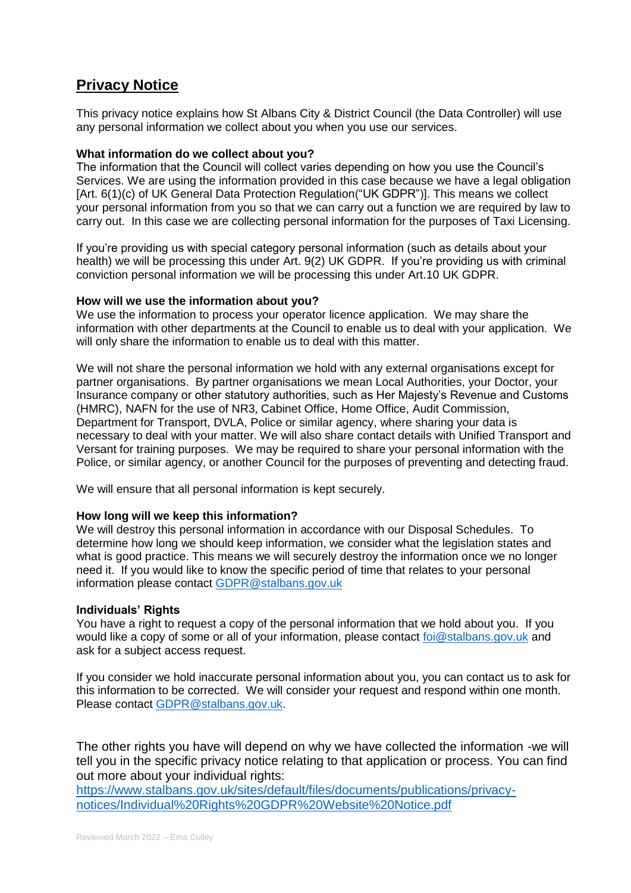# Privacy Notice

This privacy notice explains how St Albans City & District Council (the Data Controller) will use any personal information we collect about you when you use our services.

**What information do we collect about you?**
The information that the Council will collect varies depending on how you use the Council's Services. We are using the information provided in this case because we have a legal obligation [Art. 6(1)(c) of UK General Data Protection Regulation("UK GDPR")]. This means we collect your personal information from you so that we can carry out a function we are required by law to carry out. In this case we are collecting personal information for the purposes of Taxi Licensing.

If you're providing us with special category personal information (such as details about your health) we will be processing this under Art. 9(2) UK GDPR. If you're providing us with criminal conviction personal information we will be processing this under Art.10 UK GDPR.

**How will we use the information about you?**
We use the information to process your operator licence application. We may share the information with other departments at the Council to enable us to deal with your application. We will only share the information to enable us to deal with this matter.

We will not share the personal information we hold with any external organisations except for partner organisations. By partner organisations we mean Local Authorities, your Doctor, your Insurance company or other statutory authorities, such as Her Majesty's Revenue and Customs (HMRC), NAFN for the use of NR3, Cabinet Office, Home Office, Audit Commission, Department for Transport, DVLA, Police or similar agency, where sharing your data is necessary to deal with your matter. We will also share contact details with Unified Transport and Versant for training purposes. We may be required to share your personal information with the Police, or similar agency, or another Council for the purposes of preventing and detecting fraud.

We will ensure that all personal information is kept securely.

**How long will we keep this information?**
We will destroy this personal information in accordance with our Disposal Schedules. To determine how long we should keep information, we consider what the legislation states and what is good practice. This means we will securely destroy the information once we no longer need it. If you would like to know the specific period of time that relates to your personal information please contact GDPR@stalbans.gov.uk

**Individuals' Rights**
You have a right to request a copy of the personal information that we hold about you. If you would like a copy of some or all of your information, please contact foi@stalbans.gov.uk and ask for a subject access request.

If you consider we hold inaccurate personal information about you, you can contact us to ask for this information to be corrected. We will consider your request and respond within one month. Please contact GDPR@stalbans.gov.uk.

The other rights you have will depend on why we have collected the information -we will tell you in the specific privacy notice relating to that application or process. You can find out more about your individual rights:
https://www.stalbans.gov.uk/sites/default/files/documents/publications/privacy-notices/Individual%20Rights%20GDPR%20Website%20Notice.pdf

Reviewed March 2022 – Ema Culley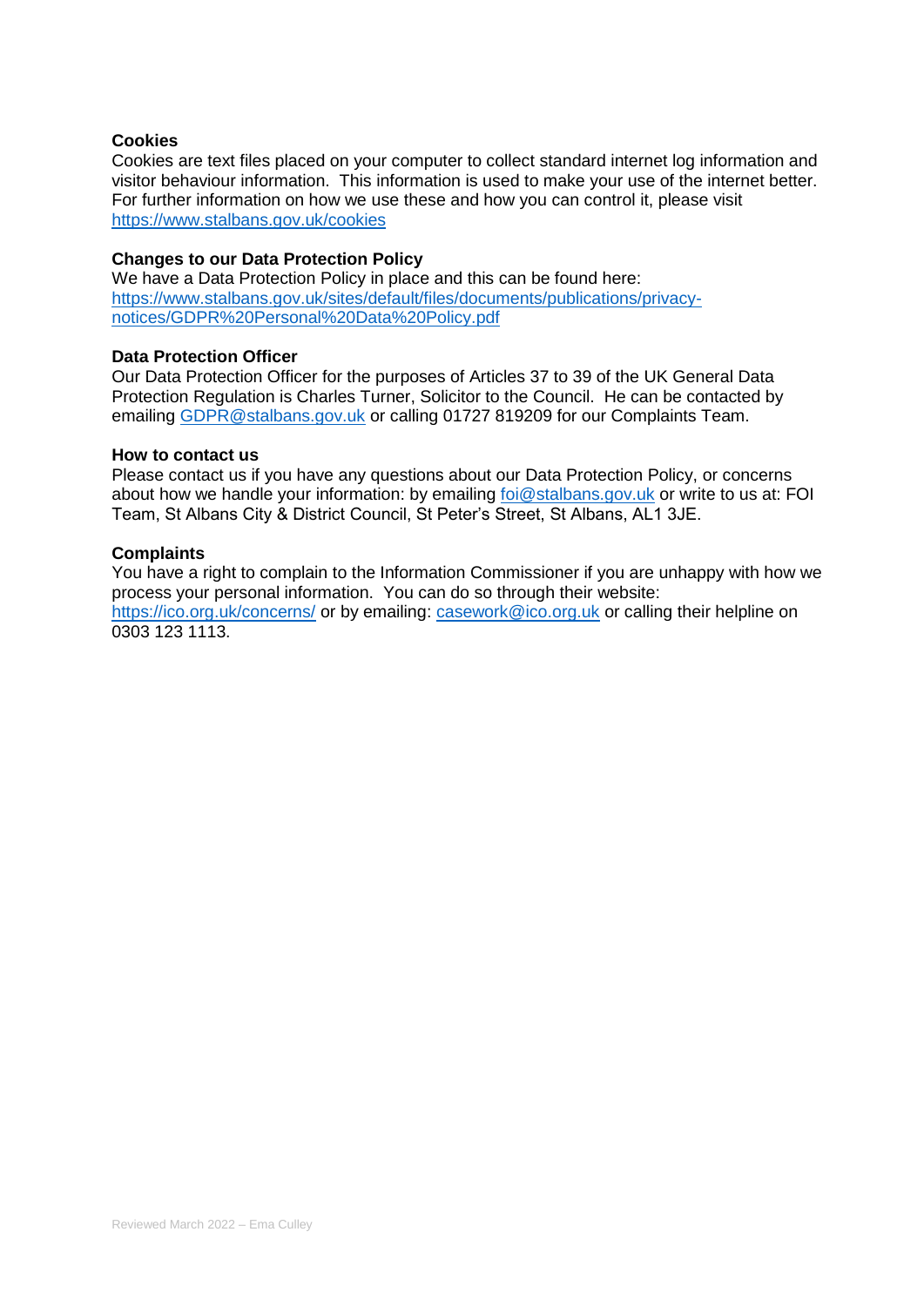**Cookies**

Cookies are text files placed on your computer to collect standard internet log information and visitor behaviour information. This information is used to make your use of the internet better. For further information on how we use these and how you can control it, please visit https://www.stalbans.gov.uk/cookies

**Changes to our Data Protection Policy**

We have a Data Protection Policy in place and this can be found here: https://www.stalbans.gov.uk/sites/default/files/documents/publications/privacy-notices/GDPR%20Personal%20Data%20Policy.pdf

**Data Protection Officer**

Our Data Protection Officer for the purposes of Articles 37 to 39 of the UK General Data Protection Regulation is Charles Turner, Solicitor to the Council. He can be contacted by emailing GDPR@stalbans.gov.uk or calling 01727 819209 for our Complaints Team.

**How to contact us**

Please contact us if you have any questions about our Data Protection Policy, or concerns about how we handle your information: by emailing foi@stalbans.gov.uk or write to us at: FOI Team, St Albans City & District Council, St Peter's Street, St Albans, AL1 3JE.

**Complaints**

You have a right to complain to the Information Commissioner if you are unhappy with how we process your personal information. You can do so through their website: https://ico.org.uk/concerns/ or by emailing: casework@ico.org.uk or calling their helpline on 0303 123 1113.

Reviewed March 2022 – Ema Culley